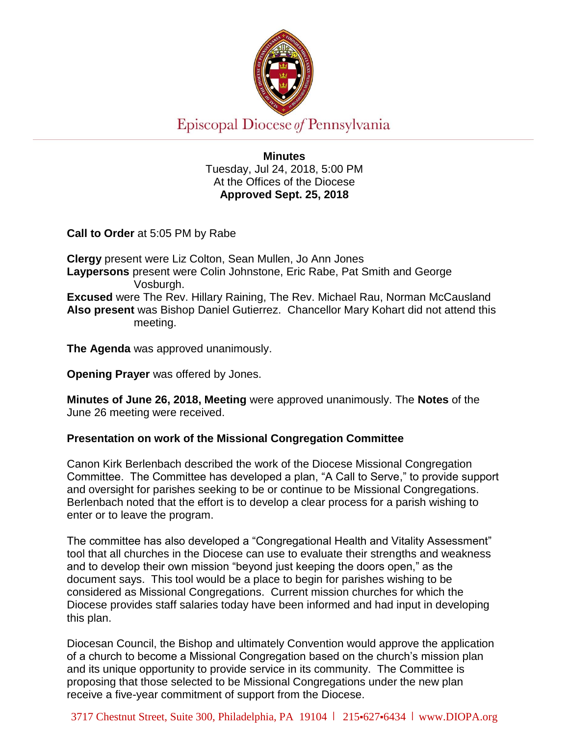Episcopal Diocese *of* Pennsylvania

**Minutes**
Tuesday, Jul 24, 2018, 5:00 PM
At the Offices of the Diocese
**Approved Sept. 25, 2018**

**Call to Order** at 5:05 PM by Rabe

**Clergy** present were Liz Colton, Sean Mullen, Jo Ann Jones
**Laypersons** present were Colin Johnstone, Eric Rabe, Pat Smith and George Vosburgh.
**Excused** were The Rev. Hillary Raining, The Rev. Michael Rau, Norman McCausland
**Also present** was Bishop Daniel Gutierrez. Chancellor Mary Kohart did not attend this meeting.

**The Agenda** was approved unanimously.

**Opening Prayer** was offered by Jones.

**Minutes of June 26, 2018, Meeting** were approved unanimously. The **Notes** of the June 26 meeting were received.

**Presentation on work of the Missional Congregation Committee**

Canon Kirk Berlenbach described the work of the Diocese Missional Congregation Committee. The Committee has developed a plan, "A Call to Serve," to provide support and oversight for parishes seeking to be or continue to be Missional Congregations. Berlenbach noted that the effort is to develop a clear process for a parish wishing to enter or to leave the program.

The committee has also developed a "Congregational Health and Vitality Assessment" tool that all churches in the Diocese can use to evaluate their strengths and weakness and to develop their own mission "beyond just keeping the doors open," as the document says. This tool would be a place to begin for parishes wishing to be considered as Missional Congregations. Current mission churches for which the Diocese provides staff salaries today have been informed and had input in developing this plan.

Diocesan Council, the Bishop and ultimately Convention would approve the application of a church to become a Missional Congregation based on the church's mission plan and its unique opportunity to provide service in its community. The Committee is proposing that those selected to be Missional Congregations under the new plan receive a five-year commitment of support from the Diocese.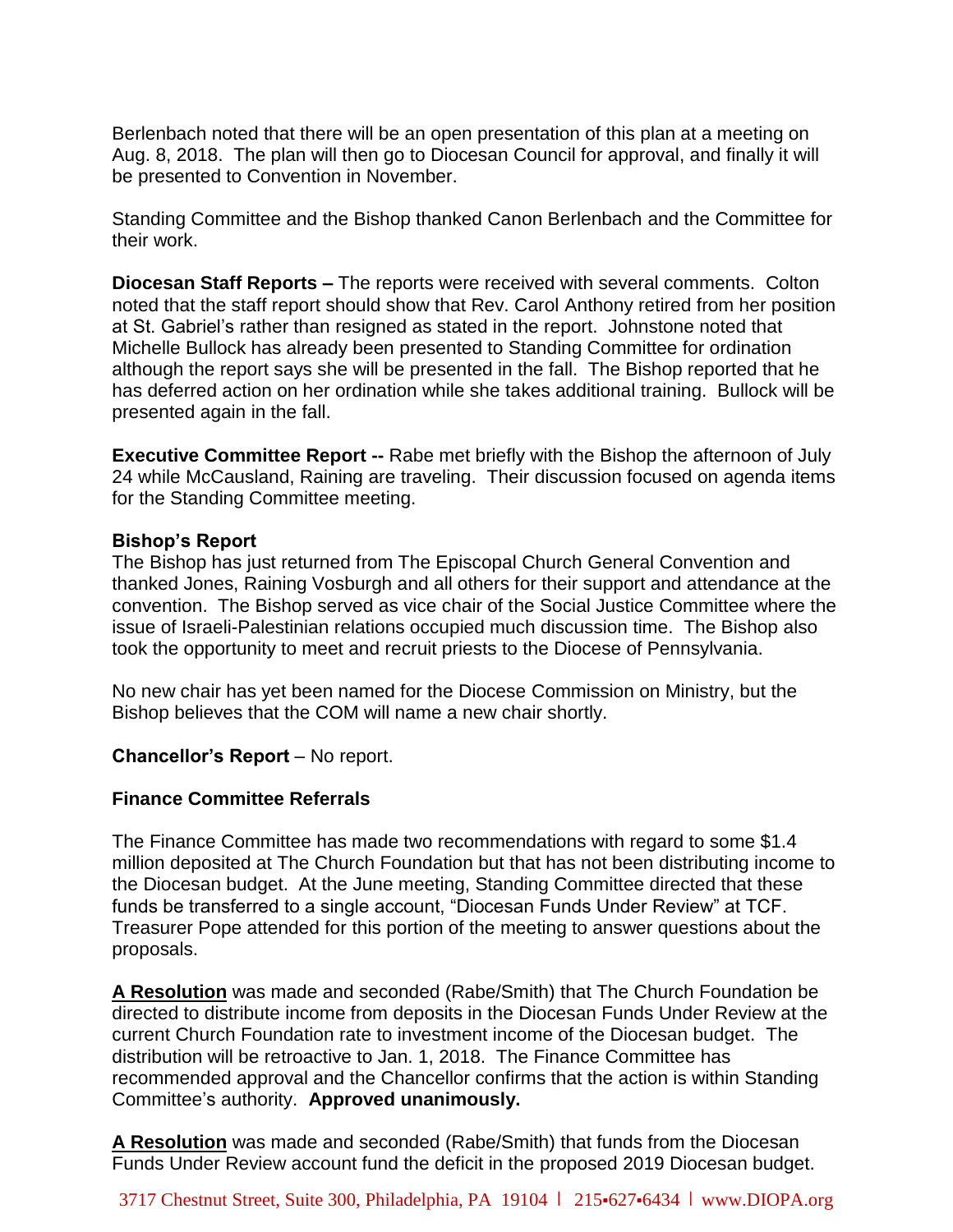Berlenbach noted that there will be an open presentation of this plan at a meeting on Aug. 8, 2018. The plan will then go to Diocesan Council for approval, and finally it will be presented to Convention in November.

Standing Committee and the Bishop thanked Canon Berlenbach and the Committee for their work.

**Diocesan Staff Reports –** The reports were received with several comments. Colton noted that the staff report should show that Rev. Carol Anthony retired from her position at St. Gabriel's rather than resigned as stated in the report. Johnstone noted that Michelle Bullock has already been presented to Standing Committee for ordination although the report says she will be presented in the fall. The Bishop reported that he has deferred action on her ordination while she takes additional training. Bullock will be presented again in the fall.

**Executive Committee Report --** Rabe met briefly with the Bishop the afternoon of July 24 while McCausland, Raining are traveling. Their discussion focused on agenda items for the Standing Committee meeting.

**Bishop's Report**

The Bishop has just returned from The Episcopal Church General Convention and thanked Jones, Raining Vosburgh and all others for their support and attendance at the convention. The Bishop served as vice chair of the Social Justice Committee where the issue of Israeli-Palestinian relations occupied much discussion time. The Bishop also took the opportunity to meet and recruit priests to the Diocese of Pennsylvania.

No new chair has yet been named for the Diocese Commission on Ministry, but the Bishop believes that the COM will name a new chair shortly.

**Chancellor's Report** – No report.

**Finance Committee Referrals**

The Finance Committee has made two recommendations with regard to some $1.4 million deposited at The Church Foundation but that has not been distributing income to the Diocesan budget. At the June meeting, Standing Committee directed that these funds be transferred to a single account, "Diocesan Funds Under Review" at TCF. Treasurer Pope attended for this portion of the meeting to answer questions about the proposals.

**A Resolution** was made and seconded (Rabe/Smith) that The Church Foundation be directed to distribute income from deposits in the Diocesan Funds Under Review at the current Church Foundation rate to investment income of the Diocesan budget. The distribution will be retroactive to Jan. 1, 2018. The Finance Committee has recommended approval and the Chancellor confirms that the action is within Standing Committee's authority. **Approved unanimously.**

**A Resolution** was made and seconded (Rabe/Smith) that funds from the Diocesan Funds Under Review account fund the deficit in the proposed 2019 Diocesan budget.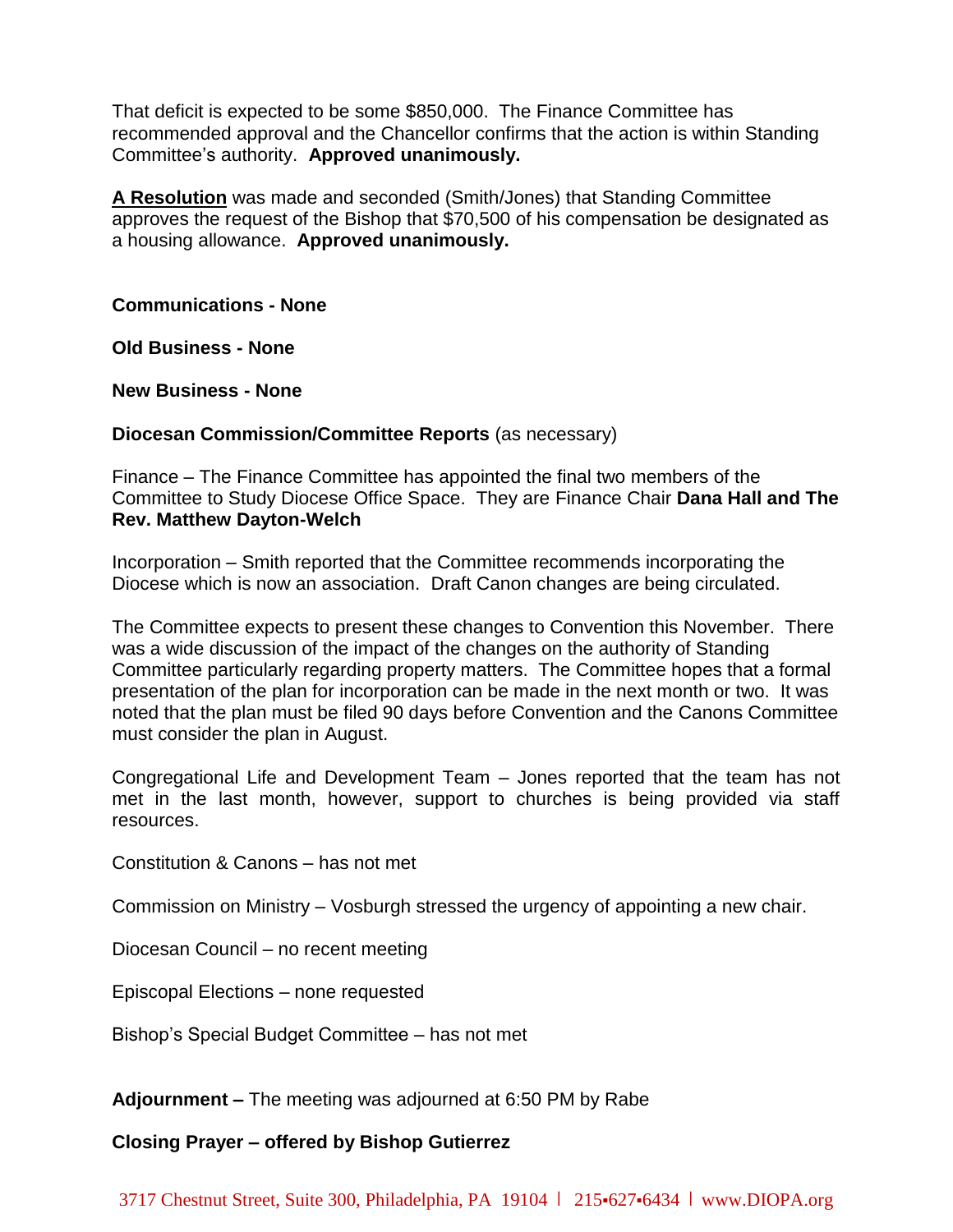That deficit is expected to be some $850,000. The Finance Committee has recommended approval and the Chancellor confirms that the action is within Standing Committee's authority. **Approved unanimously.**

**A Resolution** was made and seconded (Smith/Jones) that Standing Committee approves the request of the Bishop that $70,500 of his compensation be designated as a housing allowance. **Approved unanimously.**

**Communications - None**

**Old Business - None**

**New Business - None**

**Diocesan Commission/Committee Reports** (as necessary)

Finance – The Finance Committee has appointed the final two members of the Committee to Study Diocese Office Space. They are Finance Chair **Dana Hall and The Rev. Matthew Dayton-Welch**

Incorporation – Smith reported that the Committee recommends incorporating the Diocese which is now an association. Draft Canon changes are being circulated.

The Committee expects to present these changes to Convention this November. There was a wide discussion of the impact of the changes on the authority of Standing Committee particularly regarding property matters. The Committee hopes that a formal presentation of the plan for incorporation can be made in the next month or two. It was noted that the plan must be filed 90 days before Convention and the Canons Committee must consider the plan in August.

Congregational Life and Development Team – Jones reported that the team has not met in the last month, however, support to churches is being provided via staff resources.

Constitution & Canons – has not met

Commission on Ministry – Vosburgh stressed the urgency of appointing a new chair.

Diocesan Council – no recent meeting

Episcopal Elections – none requested

Bishop's Special Budget Committee – has not met

**Adjournment –** The meeting was adjourned at 6:50 PM by Rabe

**Closing Prayer – offered by Bishop Gutierrez**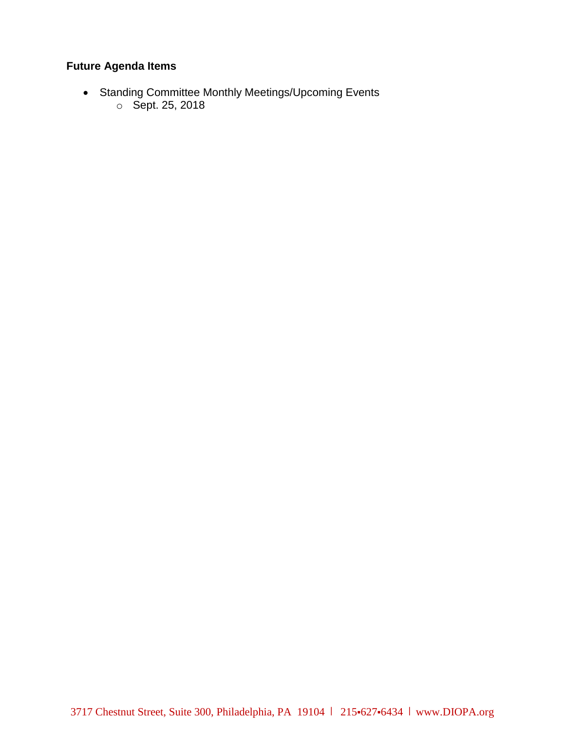**Future Agenda Items**

- Standing Committee Monthly Meetings/Upcoming Events
  - Sept. 25, 2018